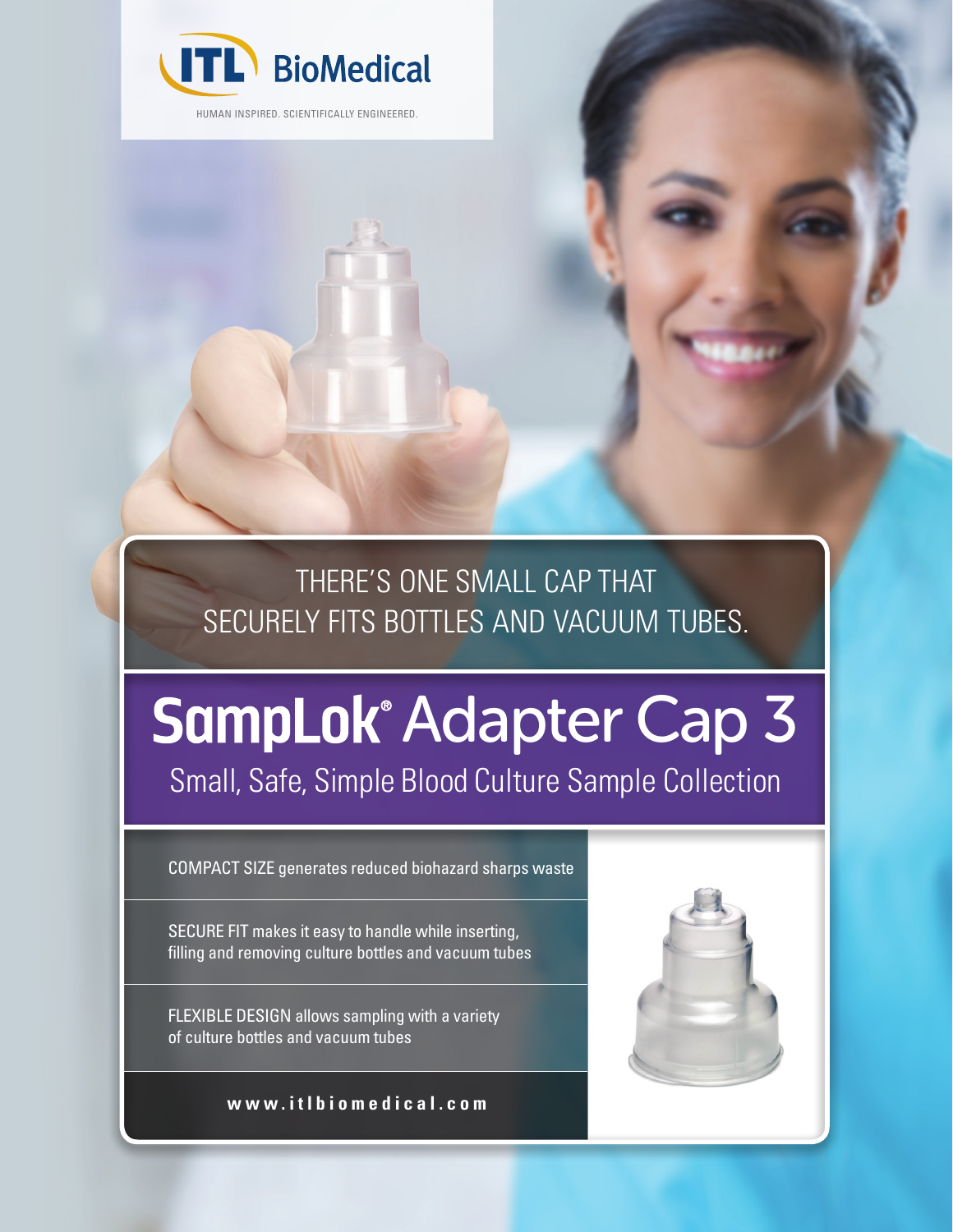ITL BioMedical

HUMAN INSPIRED. SCIENTIFICALLY ENGINEERED.

THERE'S ONE SMALL CAP THAT SECURELY FITS BOTTLES AND VACUUM TUBES.

# SampLok® Adapter Cap 3

## Small, Safe, Simple Blood Culture Sample Collection

COMPACT SIZE generates reduced biohazard sharps waste

SECURE FIT makes it easy to handle while inserting, filling and removing culture bottles and vacuum tubes

FLEXIBLE DESIGN allows sampling with a variety of culture bottles and vacuum tubes

**www.itlbiomedical.com**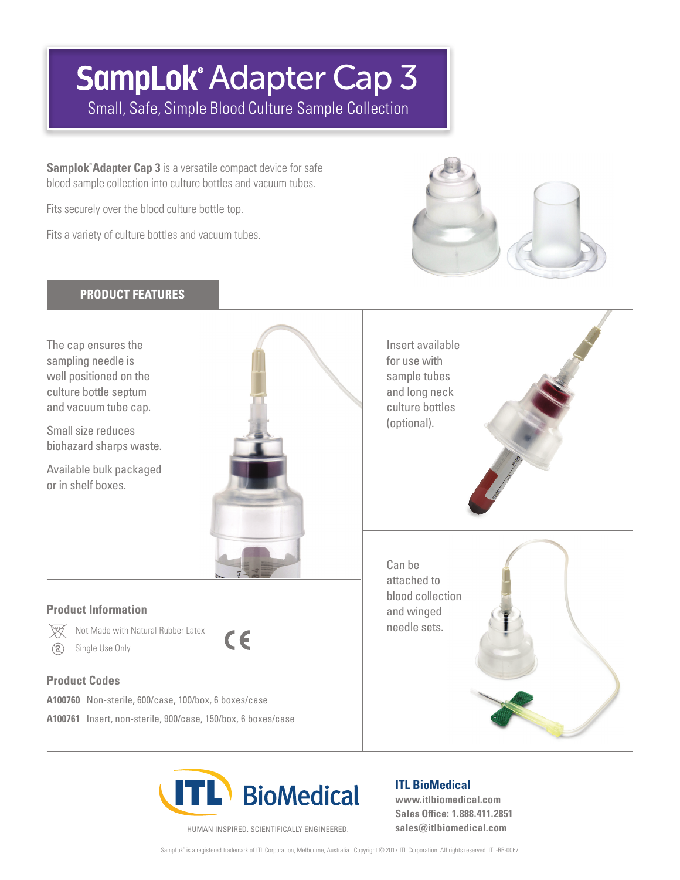# SampLok® Adapter Cap 3

Small, Safe, Simple Blood Culture Sample Collection

**Samplok® Adapter Cap 3** is a versatile compact device for safe blood sample collection into culture bottles and vacuum tubes.

Fits securely over the blood culture bottle top.

Fits a variety of culture bottles and vacuum tubes.

## PRODUCT FEATURES

The cap ensures the sampling needle is well positioned on the culture bottle septum and vacuum tube cap.

Small size reduces biohazard sharps waste.

Available bulk packaged or in shelf boxes.

Insert available for use with sample tubes and long neck culture bottles (optional).

Can be attached to blood collection and winged needle sets.

### Product Information

- Not Made with Natural Rubber Latex
- Single Use Only

CE

### Product Codes

**A100760** Non-sterile, 600/case, 100/box, 6 boxes/case

**A100761** Insert, non-sterile, 900/case, 150/box, 6 boxes/case

ITL BioMedical

HUMAN INSPIRED. SCIENTIFICALLY ENGINEERED.

**ITL BioMedical**
**www.itlbiomedical.com**
**Sales Office: 1.888.411.2851**
**sales@itlbiomedical.com**

SampLok® is a registered trademark of ITL Corporation, Melbourne, Australia. Copyright © 2017 ITL Corporation. All rights reserved. ITL-BR-0067